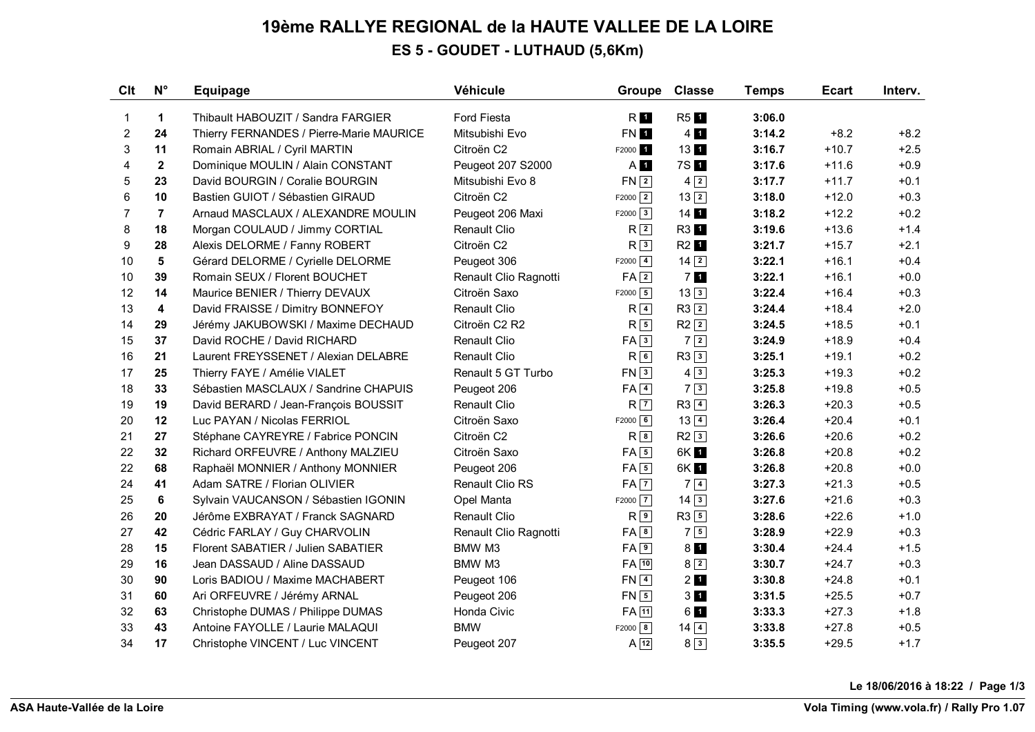# 19ème RALLYE REGIONAL de la HAUTE VALLEE DE LA LOIRE

## ES 5 - GOUDET - LUTHAUD (5,6Km)

| Clt | N° | Equipage | Véhicule | Groupe | Classe | Temps | Ecart | Interv. |
|---|---|---|---|---|---|---|---|---|
| 1 | 1 | Thibault HABOUZIT / Sandra FARGIER | Ford Fiesta | R 1 | R5 1 | 3:06.0 | | |
| 2 | 24 | Thierry FERNANDES / Pierre-Marie MAURICE | Mitsubishi Evo | FN 1 | 4 1 | 3:14.2 | +8.2 | +8.2 |
| 3 | 11 | Romain ABRIAL / Cyril MARTIN | Citroën C2 | F2000 1 | 13 1 | 3:16.7 | +10.7 | +2.5 |
| 4 | 2 | Dominique MOULIN / Alain CONSTANT | Peugeot 207 S2000 | A 1 | 7S 1 | 3:17.6 | +11.6 | +0.9 |
| 5 | 23 | David BOURGIN / Coralie BOURGIN | Mitsubishi Evo 8 | FN 2 | 4 2 | 3:17.7 | +11.7 | +0.1 |
| 6 | 10 | Bastien GUIOT / Sébastien GIRAUD | Citroën C2 | F2000 2 | 13 2 | 3:18.0 | +12.0 | +0.3 |
| 7 | 7 | Arnaud MASCLAUX / ALEXANDRE MOULIN | Peugeot 206 Maxi | F2000 3 | 14 1 | 3:18.2 | +12.2 | +0.2 |
| 8 | 18 | Morgan COULAUD / Jimmy CORTIAL | Renault Clio | R 2 | R3 1 | 3:19.6 | +13.6 | +1.4 |
| 9 | 28 | Alexis DELORME / Fanny ROBERT | Citroën C2 | R 3 | R2 1 | 3:21.7 | +15.7 | +2.1 |
| 10 | 5 | Gérard DELORME / Cyrielle DELORME | Peugeot 306 | F2000 4 | 14 2 | 3:22.1 | +16.1 | +0.4 |
| 10 | 39 | Romain SEUX / Florent BOUCHET | Renault Clio Ragnotti | FA 2 | 7 1 | 3:22.1 | +16.1 | +0.0 |
| 12 | 14 | Maurice BENIER / Thierry DEVAUX | Citroën Saxo | F2000 5 | 13 3 | 3:22.4 | +16.4 | +0.3 |
| 13 | 4 | David FRAISSE / Dimitry BONNEFOY | Renault Clio | R 4 | R3 2 | 3:24.4 | +18.4 | +2.0 |
| 14 | 29 | Jérémy JAKUBOWSKI / Maxime DECHAUD | Citroën C2 R2 | R 5 | R2 2 | 3:24.5 | +18.5 | +0.1 |
| 15 | 37 | David ROCHE / David RICHARD | Renault Clio | FA 3 | 7 2 | 3:24.9 | +18.9 | +0.4 |
| 16 | 21 | Laurent FREYSSENET / Alexian DELABRE | Renault Clio | R 6 | R3 3 | 3:25.1 | +19.1 | +0.2 |
| 17 | 25 | Thierry FAYE / Amélie VIALET | Renault 5 GT Turbo | FN 3 | 4 3 | 3:25.3 | +19.3 | +0.2 |
| 18 | 33 | Sébastien MASCLAUX / Sandrine CHAPUIS | Peugeot 206 | FA 4 | 7 3 | 3:25.8 | +19.8 | +0.5 |
| 19 | 19 | David BERARD / Jean-François BOUSSIT | Renault Clio | R 7 | R3 4 | 3:26.3 | +20.3 | +0.5 |
| 20 | 12 | Luc PAYAN / Nicolas FERRIOL | Citroën Saxo | F2000 6 | 13 4 | 3:26.4 | +20.4 | +0.1 |
| 21 | 27 | Stéphane CAYREYRE / Fabrice PONCIN | Citroën C2 | R 8 | R2 3 | 3:26.6 | +20.6 | +0.2 |
| 22 | 32 | Richard ORFEUVRE / Anthony MALZIEU | Citroën Saxo | FA 5 | 6K 1 | 3:26.8 | +20.8 | +0.2 |
| 22 | 68 | Raphaël MONNIER / Anthony MONNIER | Peugeot 206 | FA 5 | 6K 1 | 3:26.8 | +20.8 | +0.0 |
| 24 | 41 | Adam SATRE / Florian OLIVIER | Renault Clio RS | FA 7 | 7 4 | 3:27.3 | +21.3 | +0.5 |
| 25 | 6 | Sylvain VAUCANSON / Sébastien IGONIN | Opel Manta | F2000 7 | 14 3 | 3:27.6 | +21.6 | +0.3 |
| 26 | 20 | Jérôme EXBRAYAT / Franck SAGNARD | Renault Clio | R 9 | R3 5 | 3:28.6 | +22.6 | +1.0 |
| 27 | 42 | Cédric FARLAY / Guy CHARVOLIN | Renault Clio Ragnotti | FA 8 | 7 5 | 3:28.9 | +22.9 | +0.3 |
| 28 | 15 | Florent SABATIER / Julien SABATIER | BMW M3 | FA 9 | 8 1 | 3:30.4 | +24.4 | +1.5 |
| 29 | 16 | Jean DASSAUD / Aline DASSAUD | BMW M3 | FA 10 | 8 2 | 3:30.7 | +24.7 | +0.3 |
| 30 | 90 | Loris BADIOU / Maxime MACHABERT | Peugeot 106 | FN 4 | 2 1 | 3:30.8 | +24.8 | +0.1 |
| 31 | 60 | Ari ORFEUVRE / Jérémy ARNAL | Peugeot 206 | FN 5 | 3 1 | 3:31.5 | +25.5 | +0.7 |
| 32 | 63 | Christophe DUMAS / Philippe DUMAS | Honda Civic | FA 11 | 6 1 | 3:33.3 | +27.3 | +1.8 |
| 33 | 43 | Antoine FAYOLLE / Laurie MALAQUI | BMW | F2000 8 | 14 4 | 3:33.8 | +27.8 | +0.5 |
| 34 | 17 | Christophe VINCENT / Luc VINCENT | Peugeot 207 | A 12 | 8 3 | 3:35.5 | +29.5 | +1.7 |

Le 18/06/2016 à 18:22

ASA Haute-Vallée de la Loire — Vola Timing (www.vola.fr) / Rally Pro 1.07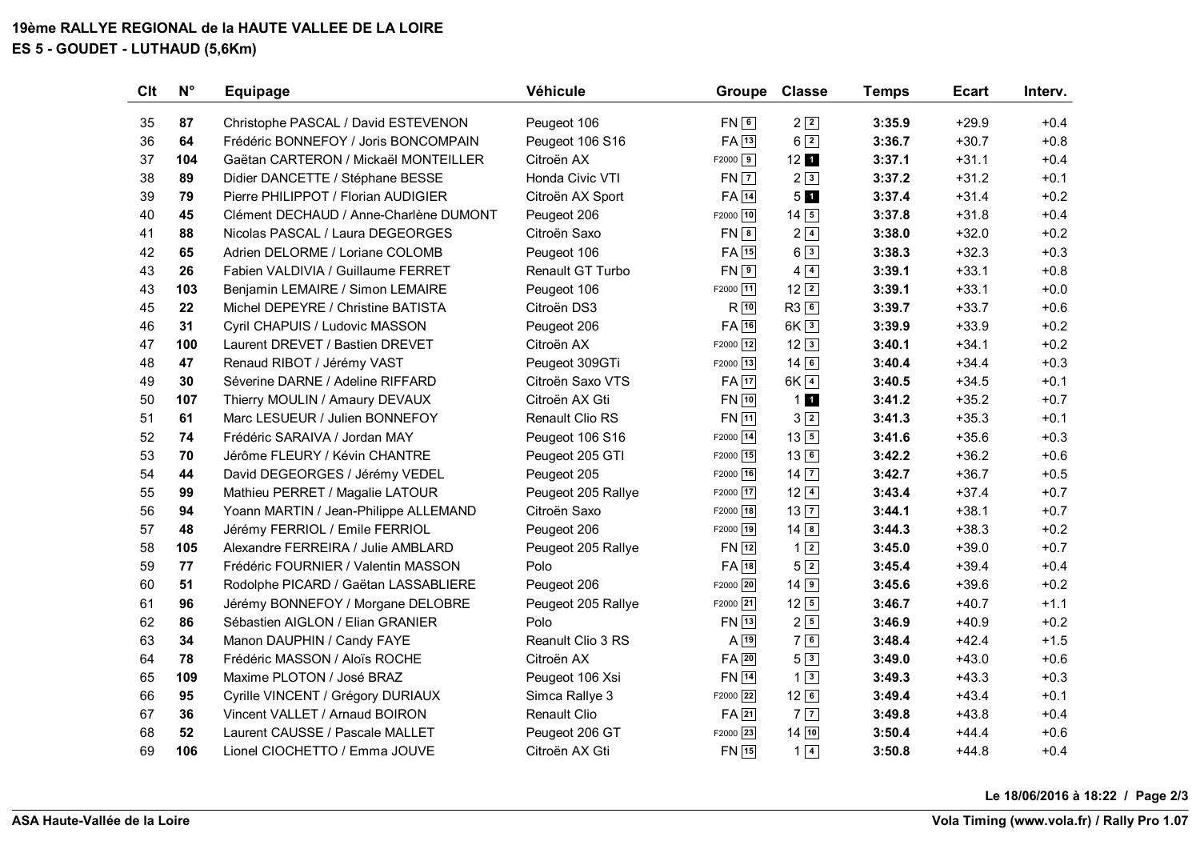# 19ème RALLYE REGIONAL de la HAUTE VALLEE DE LA LOIRE

## ES 5 - GOUDET - LUTHAUD (5,6Km)

| Clt | N° | Equipage | Véhicule | Groupe | Classe | Temps | Ecart | Interv. |
|---|---|---|---|---|---|---|---|---|
| 35 | **87** | Christophe PASCAL / David ESTEVENON | Peugeot 106 | FN 6 | 2 2 | **3:35.9** | +29.9 | +0.4 |
| 36 | **64** | Frédéric BONNEFOY / Joris BONCOMPAIN | Peugeot 106 S16 | FA 13 | 6 2 | **3:36.7** | +30.7 | +0.8 |
| 37 | **104** | Gaëtan CARTERON / Mickaël MONTEILLER | Citroën AX | F2000 9 | 12 1 | **3:37.1** | +31.1 | +0.4 |
| 38 | **89** | Didier DANCETTE / Stéphane BESSE | Honda Civic VTI | FN 7 | 2 3 | **3:37.2** | +31.2 | +0.1 |
| 39 | **79** | Pierre PHILIPPOT / Florian AUDIGIER | Citroën AX Sport | FA 14 | 5 1 | **3:37.4** | +31.4 | +0.2 |
| 40 | **45** | Clément DECHAUD / Anne-Charlène DUMONT | Peugeot 206 | F2000 10 | 14 5 | **3:37.8** | +31.8 | +0.4 |
| 41 | **88** | Nicolas PASCAL / Laura DEGEORGES | Citroën Saxo | FN 8 | 2 4 | **3:38.0** | +32.0 | +0.2 |
| 42 | **65** | Adrien DELORME / Loriane COLOMB | Peugeot 106 | FA 15 | 6 3 | **3:38.3** | +32.3 | +0.3 |
| 43 | **26** | Fabien VALDIVIA / Guillaume FERRET | Renault GT Turbo | FN 9 | 4 4 | **3:39.1** | +33.1 | +0.8 |
| 43 | **103** | Benjamin LEMAIRE / Simon LEMAIRE | Peugeot 106 | F2000 11 | 12 2 | **3:39.1** | +33.1 | +0.0 |
| 45 | **22** | Michel DEPEYRE / Christine BATISTA | Citroën DS3 | R 10 | R3 6 | **3:39.7** | +33.7 | +0.6 |
| 46 | **31** | Cyril CHAPUIS / Ludovic MASSON | Peugeot 206 | FA 16 | 6K 3 | **3:39.9** | +33.9 | +0.2 |
| 47 | **100** | Laurent DREVET / Bastien DREVET | Citroën AX | F2000 12 | 12 3 | **3:40.1** | +34.1 | +0.2 |
| 48 | **47** | Renaud RIBOT / Jérémy VAST | Peugeot 309GTi | F2000 13 | 14 6 | **3:40.4** | +34.4 | +0.3 |
| 49 | **30** | Séverine DARNE / Adeline RIFFARD | Citroën Saxo VTS | FA 17 | 6K 4 | **3:40.5** | +34.5 | +0.1 |
| 50 | **107** | Thierry MOULIN / Amaury DEVAUX | Citroën AX Gti | FN 10 | 1 1 | **3:41.2** | +35.2 | +0.7 |
| 51 | **61** | Marc LESUEUR / Julien BONNEFOY | Renault Clio RS | FN 11 | 3 2 | **3:41.3** | +35.3 | +0.1 |
| 52 | **74** | Frédéric SARAIVA / Jordan MAY | Peugeot 106 S16 | F2000 14 | 13 5 | **3:41.6** | +35.6 | +0.3 |
| 53 | **70** | Jérôme FLEURY / Kévin CHANTRE | Peugeot 205 GTI | F2000 15 | 13 6 | **3:42.2** | +36.2 | +0.6 |
| 54 | **44** | David DEGEORGES / Jérémy VEDEL | Peugeot 205 | F2000 16 | 14 7 | **3:42.7** | +36.7 | +0.5 |
| 55 | **99** | Mathieu PERRET / Magalie LATOUR | Peugeot 205 Rallye | F2000 17 | 12 4 | **3:43.4** | +37.4 | +0.7 |
| 56 | **94** | Yoann MARTIN / Jean-Philippe ALLEMAND | Citroën Saxo | F2000 18 | 13 7 | **3:44.1** | +38.1 | +0.7 |
| 57 | **48** | Jérémy FERRIOL / Emile FERRIOL | Peugeot 206 | F2000 19 | 14 8 | **3:44.3** | +38.3 | +0.2 |
| 58 | **105** | Alexandre FERREIRA / Julie AMBLARD | Peugeot 205 Rallye | FN 12 | 1 2 | **3:45.0** | +39.0 | +0.7 |
| 59 | **77** | Frédéric FOURNIER / Valentin MASSON | Polo | FA 18 | 5 2 | **3:45.4** | +39.4 | +0.4 |
| 60 | **51** | Rodolphe PICARD / Gaëtan LASSABLIERE | Peugeot 206 | F2000 20 | 14 9 | **3:45.6** | +39.6 | +0.2 |
| 61 | **96** | Jérémy BONNEFOY / Morgane DELOBRE | Peugeot 205 Rallye | F2000 21 | 12 5 | **3:46.7** | +40.7 | +1.1 |
| 62 | **86** | Sébastien AIGLON / Elian GRANIER | Polo | FN 13 | 2 5 | **3:46.9** | +40.9 | +0.2 |
| 63 | **34** | Manon DAUPHIN / Candy FAYE | Reanult Clio 3 RS | A 19 | 7 6 | **3:48.4** | +42.4 | +1.5 |
| 64 | **78** | Frédéric MASSON / Aloïs ROCHE | Citroën AX | FA 20 | 5 3 | **3:49.0** | +43.0 | +0.6 |
| 65 | **109** | Maxime PLOTON / José BRAZ | Peugeot 106 Xsi | FN 14 | 1 3 | **3:49.3** | +43.3 | +0.3 |
| 66 | **95** | Cyrille VINCENT / Grégory DURIAUX | Simca Rallye 3 | F2000 22 | 12 6 | **3:49.4** | +43.4 | +0.1 |
| 67 | **36** | Vincent VALLET / Arnaud BOIRON | Renault Clio | FA 21 | 7 7 | **3:49.8** | +43.8 | +0.4 |
| 68 | **52** | Laurent CAUSSE / Pascale MALLET | Peugeot 206 GT | F2000 23 | 14 10 | **3:50.4** | +44.4 | +0.6 |
| 69 | **106** | Lionel CIOCHETTO / Emma JOUVE | Citroën AX Gti | FN 15 | 1 4 | **3:50.8** | +44.8 | +0.4 |

**Le 18/06/2016 à 18:22**

**ASA Haute-Vallée de la Loire**

**Vola Timing (www.vola.fr) / Rally Pro 1.07**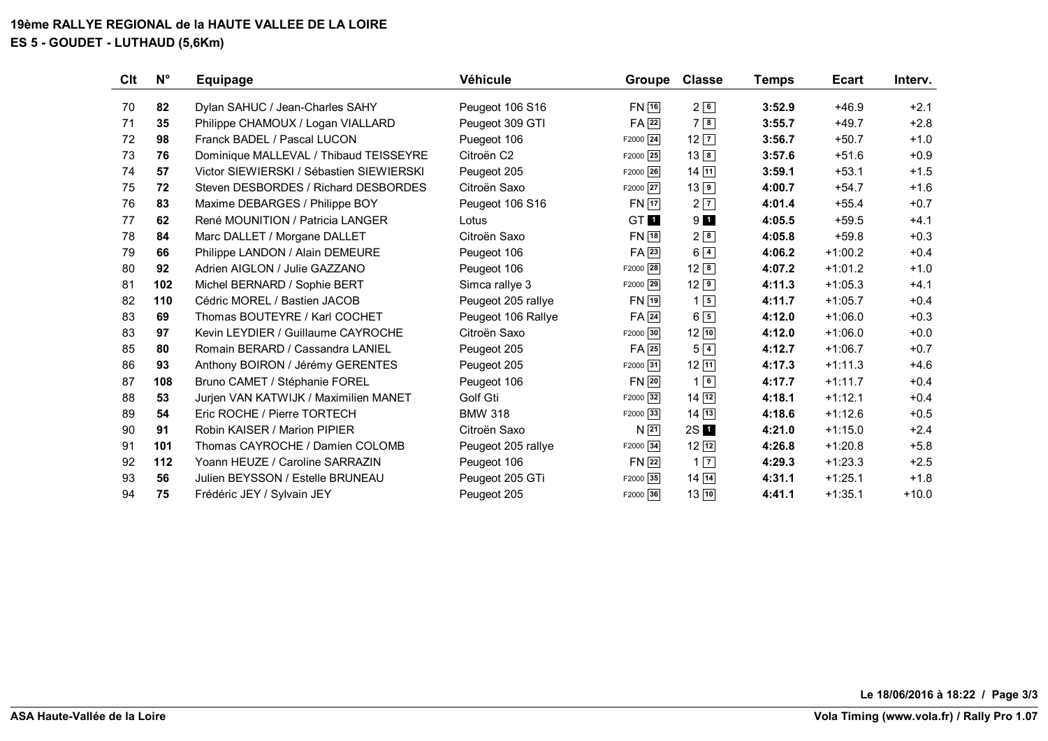**19ème RALLYE REGIONAL de la HAUTE VALLEE DE LA LOIRE**

**ES 5 - GOUDET - LUTHAUD (5,6Km)**

| Clt | N° | Equipage | Véhicule | Groupe | Classe | Temps | Ecart | Interv. |
|---|---|---|---|---|---|---|---|---|
| 70 | **82** | Dylan SAHUC / Jean-Charles SAHY | Peugeot 106 S16 | FN 16 | 2 6 | **3:52.9** | +46.9 | +2.1 |
| 71 | **35** | Philippe CHAMOUX / Logan VIALLARD | Peugeot 309 GTI | FA 22 | 7 8 | **3:55.7** | +49.7 | +2.8 |
| 72 | **98** | Franck BADEL / Pascal LUCON | Puegeot 106 | F2000 24 | 12 7 | **3:56.7** | +50.7 | +1.0 |
| 73 | **76** | Dominique MALLEVAL / Thibaud TEISSEYRE | Citroën C2 | F2000 25 | 13 8 | **3:57.6** | +51.6 | +0.9 |
| 74 | **57** | Victor SIEWIERSKI / Sébastien SIEWIERSKI | Peugeot 205 | F2000 26 | 14 11 | **3:59.1** | +53.1 | +1.5 |
| 75 | **72** | Steven DESBORDES / Richard DESBORDES | Citroën Saxo | F2000 27 | 13 9 | **4:00.7** | +54.7 | +1.6 |
| 76 | **83** | Maxime DEBARGES / Philippe BOY | Peugeot 106 S16 | FN 17 | 2 7 | **4:01.4** | +55.4 | +0.7 |
| 77 | **62** | René MOUNITION / Patricia LANGER | Lotus | GT 1 | 9 1 | **4:05.5** | +59.5 | +4.1 |
| 78 | **84** | Marc DALLET / Morgane DALLET | Citroën Saxo | FN 18 | 2 8 | **4:05.8** | +59.8 | +0.3 |
| 79 | **66** | Philippe LANDON / Alain DEMEURE | Peugeot 106 | FA 23 | 6 4 | **4:06.2** | +1:00.2 | +0.4 |
| 80 | **92** | Adrien AIGLON / Julie GAZZANO | Peugeot 106 | F2000 28 | 12 8 | **4:07.2** | +1:01.2 | +1.0 |
| 81 | **102** | Michel BERNARD / Sophie BERT | Simca rallye 3 | F2000 29 | 12 9 | **4:11.3** | +1:05.3 | +4.1 |
| 82 | **110** | Cédric MOREL / Bastien JACOB | Peugeot 205 rallye | FN 19 | 1 5 | **4:11.7** | +1:05.7 | +0.4 |
| 83 | **69** | Thomas BOUTEYRE / Karl COCHET | Peugeot 106 Rallye | FA 24 | 6 5 | **4:12.0** | +1:06.0 | +0.3 |
| 83 | **97** | Kevin LEYDIER / Guillaume CAYROCHE | Citroën Saxo | F2000 30 | 12 10 | **4:12.0** | +1:06.0 | +0.0 |
| 85 | **80** | Romain BERARD / Cassandra LANIEL | Peugeot 205 | FA 25 | 5 4 | **4:12.7** | +1:06.7 | +0.7 |
| 86 | **93** | Anthony BOIRON / Jérémy GERENTES | Peugeot 205 | F2000 31 | 12 11 | **4:17.3** | +1:11.3 | +4.6 |
| 87 | **108** | Bruno CAMET / Stéphanie FOREL | Peugeot 106 | FN 20 | 1 6 | **4:17.7** | +1:11.7 | +0.4 |
| 88 | **53** | Jurjen VAN KATWIJK / Maximilien MANET | Golf Gti | F2000 32 | 14 12 | **4:18.1** | +1:12.1 | +0.4 |
| 89 | **54** | Eric ROCHE / Pierre TORTECH | BMW 318 | F2000 33 | 14 13 | **4:18.6** | +1:12.6 | +0.5 |
| 90 | **91** | Robin KAISER / Marion PIPIER | Citroën Saxo | N 21 | 2S 1 | **4:21.0** | +1:15.0 | +2.4 |
| 91 | **101** | Thomas CAYROCHE / Damien COLOMB | Peugeot 205 rallye | F2000 34 | 12 12 | **4:26.8** | +1:20.8 | +5.8 |
| 92 | **112** | Yoann HEUZE / Caroline SARRAZIN | Peugeot 106 | FN 22 | 1 7 | **4:29.3** | +1:23.3 | +2.5 |
| 93 | **56** | Julien BEYSSON / Estelle BRUNEAU | Peugeot 205 GTi | F2000 35 | 14 14 | **4:31.1** | +1:25.1 | +1.8 |
| 94 | **75** | Frédéric JEY / Sylvain JEY | Peugeot 205 | F2000 36 | 13 10 | **4:41.1** | +1:35.1 | +10.0 |

Le 18/06/2016 à 18:22

ASA Haute-Vallée de la Loire

Vola Timing (www.vola.fr) / Rally Pro 1.07